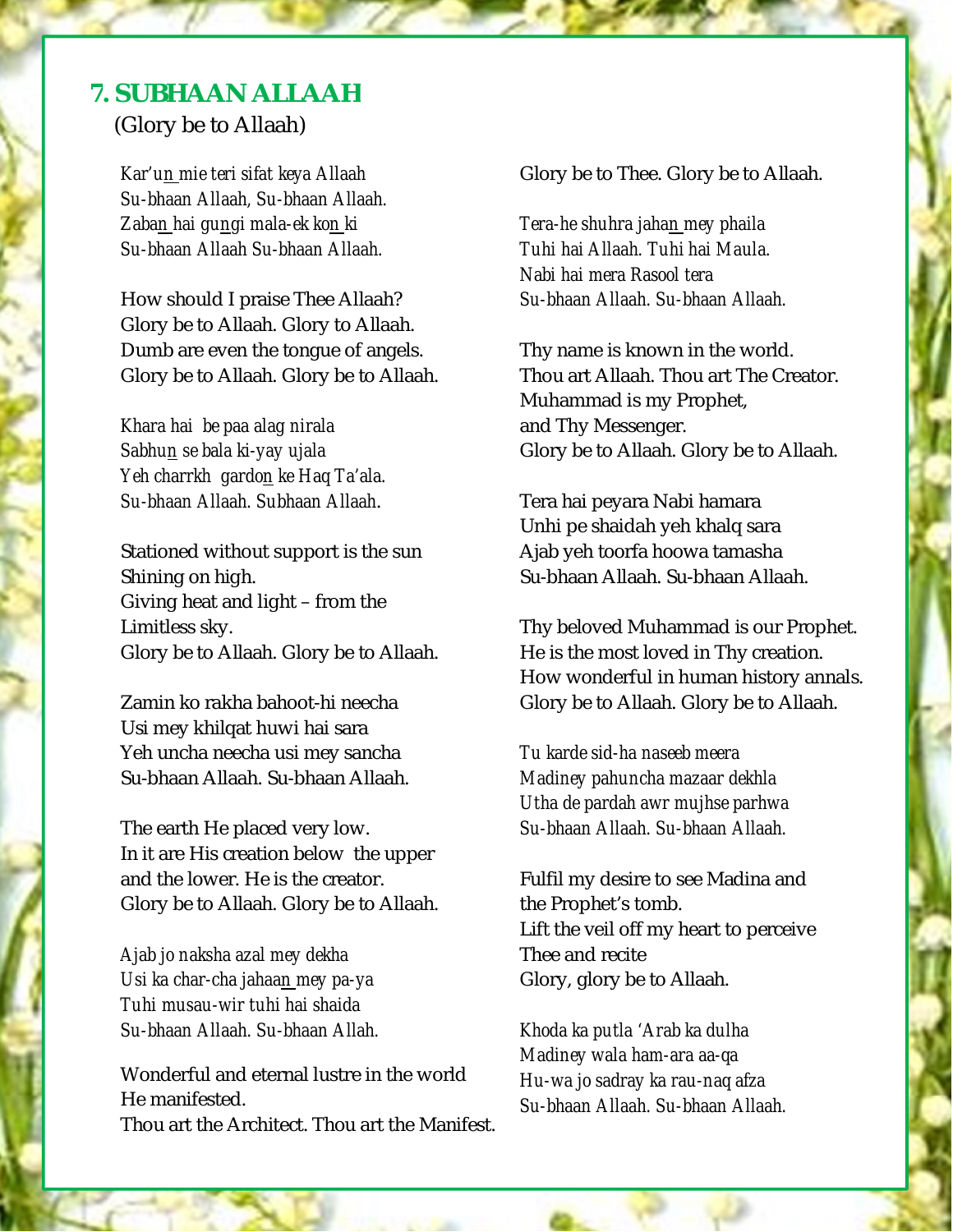## 7. SUBHAAN ALLAAH

(Glory be to Allaah)

*Kar'un mie teri sifat keya Allaah*
*Su-bhaan Allaah, Su-bhaan Allaah.*
*Zaban hai gungi mala-ek kon ki*
*Su-bhaan Allaah Su-bhaan Allaah.*

How should I praise Thee Allaah?
Glory be to Allaah. Glory to Allaah.
Dumb are even the tongue of angels.
Glory be to Allaah. Glory be to Allaah.

*Khara hai be paa alag nirala*
*Sabhun se bala ki-yay ujala*
*Yeh charrkh gardon ke Haq Ta'ala.*
*Su-bhaan Allaah. Subhaan Allaah.*

Stationed without support is the sun
Shining on high.
Giving heat and light – from the
Limitless sky.
Glory be to Allaah. Glory be to Allaah.

Zamin ko rakha bahoot-hi neecha
Usi mey khilqat huwi hai sara
Yeh uncha neecha usi mey sancha
Su-bhaan Allaah. Su-bhaan Allaah.

The earth He placed very low.
In it are His creation below the upper
and the lower. He is the creator.
Glory be to Allaah. Glory be to Allaah.

*Ajab jo naksha azal mey dekha*
*Usi ka char-cha jahaan mey pa-ya*
*Tuhi musau-wir tuhi hai shaida*
*Su-bhaan Allaah. Su-bhaan Allah.*

Wonderful and eternal lustre in the world
He manifested.
Thou art the Architect. Thou art the Manifest.
Glory be to Thee. Glory be to Allaah.

*Tera-he shuhra jahan mey phaila*
*Tuhi hai Allaah. Tuhi hai Maula.*
*Nabi hai mera Rasool tera*
*Su-bhaan Allaah. Su-bhaan Allaah.*

Thy name is known in the world.
Thou art Allaah. Thou art The Creator.
Muhammad is my Prophet,
and Thy Messenger.
Glory be to Allaah. Glory be to Allaah.

Tera hai peyara Nabi hamara
Unhi pe shaidah yeh khalq sara
Ajab yeh toorfa hoowa tamasha
Su-bhaan Allaah. Su-bhaan Allaah.

Thy beloved Muhammad is our Prophet.
He is the most loved in Thy creation.
How wonderful in human history annals.
Glory be to Allaah. Glory be to Allaah.

*Tu karde sid-ha naseeb meera*
*Madiney pahuncha mazaar dekhla*
*Utha de pardah awr mujhse parhwa*
*Su-bhaan Allaah. Su-bhaan Allaah.*

Fulfil my desire to see Madina and
the Prophet's tomb.
Lift the veil off my heart to perceive
Thee and recite
Glory, glory be to Allaah.

*Khoda ka putla 'Arab ka dulha*
*Madiney wala ham-ara aa-qa*
*Hu-wa jo sadray ka rau-naq afza*
*Su-bhaan Allaah. Su-bhaan Allaah.*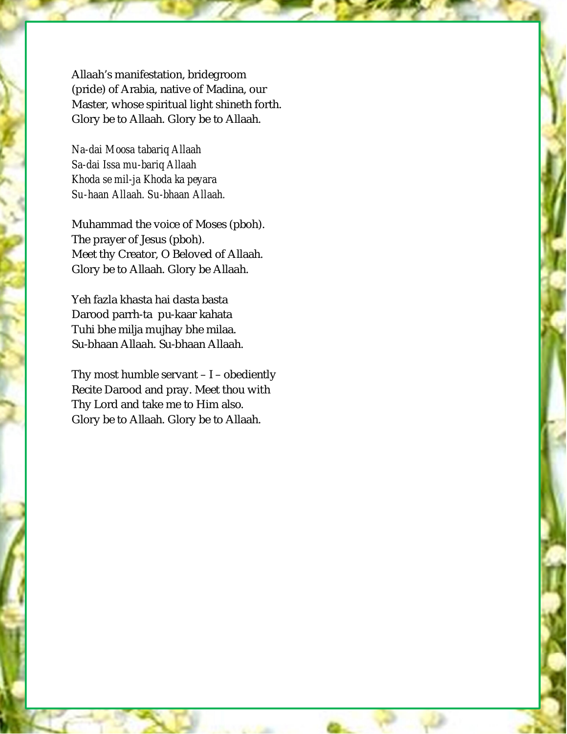Allaah's manifestation, bridegroom
(pride) of Arabia, native of Madina, our
Master, whose spiritual light shineth forth.
Glory be to Allaah. Glory be to Allaah.

*Na-dai Moosa tabariq Allaah*
*Sa-dai Issa mu-bariq Allaah*
*Khoda se mil-ja Khoda ka peyara*
*Su-haan Allaah. Su-bhaan Allaah.*

Muhammad the voice of Moses (pboh).
The prayer of Jesus (pboh).
Meet thy Creator, O Beloved of Allaah.
Glory be to Allaah. Glory be Allaah.

Yeh fazla khasta hai dasta basta
Darood parrh-ta pu-kaar kahata
Tuhi bhe milja mujhay bhe milaa.
Su-bhaan Allaah. Su-bhaan Allaah.

Thy most humble servant – I – obediently
Recite Darood and pray. Meet thou with
Thy Lord and take me to Him also.
Glory be to Allaah. Glory be to Allaah.